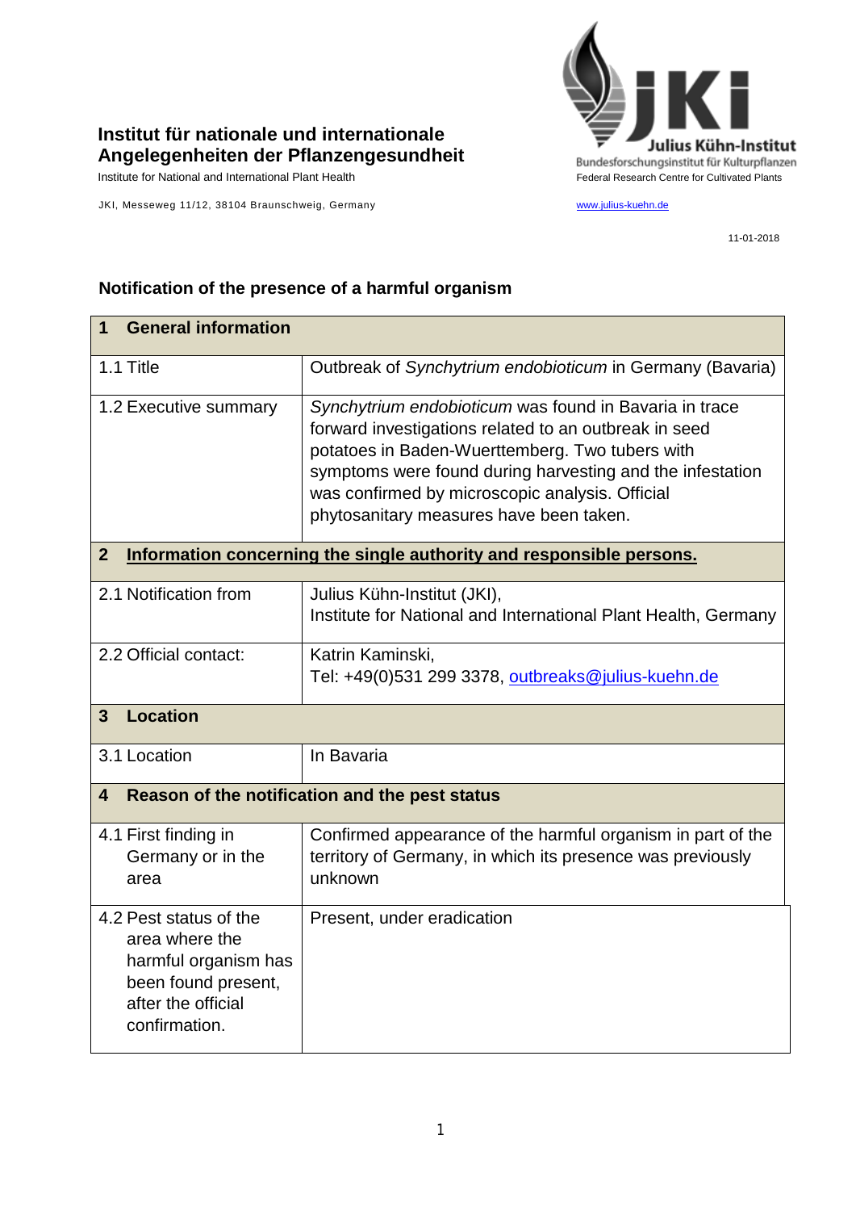**Institut für nationale und internationale Angelegenheiten der Pflanzengesundheit**

Institute for National and International Plant Health

JKI, Messeweg 11/12, 38104 Braunschweig, Germany

Julius Kühn-Institut
Bundesforschungsinstitut für Kulturpflanzen
Federal Research Centre for Cultivated Plants

www.julius-kuehn.de

11-01-2018

## Notification of the presence of a harmful organism

| | |
|---|---|
| **1 General information** | |
| 1.1 Title | Outbreak of *Synchytrium endobioticum* in Germany (Bavaria) |
| 1.2 Executive summary | *Synchytrium endobioticum* was found in Bavaria in trace forward investigations related to an outbreak in seed potatoes in Baden-Wuerttemberg. Two tubers with symptoms were found during harvesting and the infestation was confirmed by microscopic analysis. Official phytosanitary measures have been taken. |
| **2 Information concerning the single authority and responsible persons.** | |
| 2.1 Notification from | Julius Kühn-Institut (JKI), Institute for National and International Plant Health, Germany |
| 2.2 Official contact: | Katrin Kaminski, Tel: +49(0)531 299 3378, outbreaks@julius-kuehn.de |
| **3 Location** | |
| 3.1 Location | In Bavaria |
| **4 Reason of the notification and the pest status** | |
| 4.1 First finding in Germany or in the area | Confirmed appearance of the harmful organism in part of the territory of Germany, in which its presence was previously unknown |
| 4.2 Pest status of the area where the harmful organism has been found present, after the official confirmation. | Present, under eradication |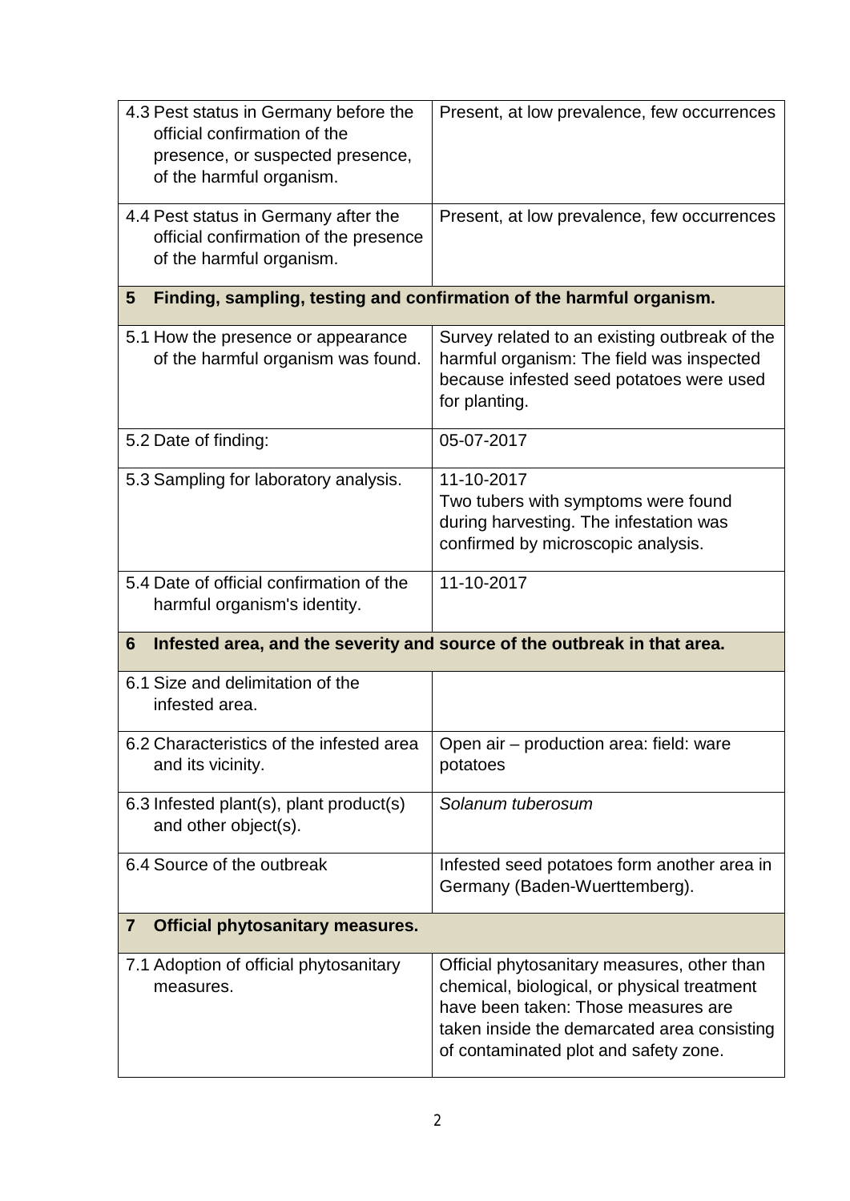| | |
|---|---|
| 4.3 Pest status in Germany before the official confirmation of the presence, or suspected presence, of the harmful organism. | Present, at low prevalence, few occurrences |
| 4.4 Pest status in Germany after the official confirmation of the presence of the harmful organism. | Present, at low prevalence, few occurrences |
| **5 Finding, sampling, testing and confirmation of the harmful organism.** | |
| 5.1 How the presence or appearance of the harmful organism was found. | Survey related to an existing outbreak of the harmful organism: The field was inspected because infested seed potatoes were used for planting. |
| 5.2 Date of finding: | 05-07-2017 |
| 5.3 Sampling for laboratory analysis. | 11-10-2017<br>Two tubers with symptoms were found during harvesting. The infestation was confirmed by microscopic analysis. |
| 5.4 Date of official confirmation of the harmful organism's identity. | 11-10-2017 |
| **6 Infested area, and the severity and source of the outbreak in that area.** | |
| 6.1 Size and delimitation of the infested area. | |
| 6.2 Characteristics of the infested area and its vicinity. | Open air – production area: field: ware potatoes |
| 6.3 Infested plant(s), plant product(s) and other object(s). | *Solanum tuberosum* |
| 6.4 Source of the outbreak | Infested seed potatoes form another area in Germany (Baden-Wuerttemberg). |
| **7 Official phytosanitary measures.** | |
| 7.1 Adoption of official phytosanitary measures. | Official phytosanitary measures, other than chemical, biological, or physical treatment have been taken: Those measures are taken inside the demarcated area consisting of contaminated plot and safety zone. |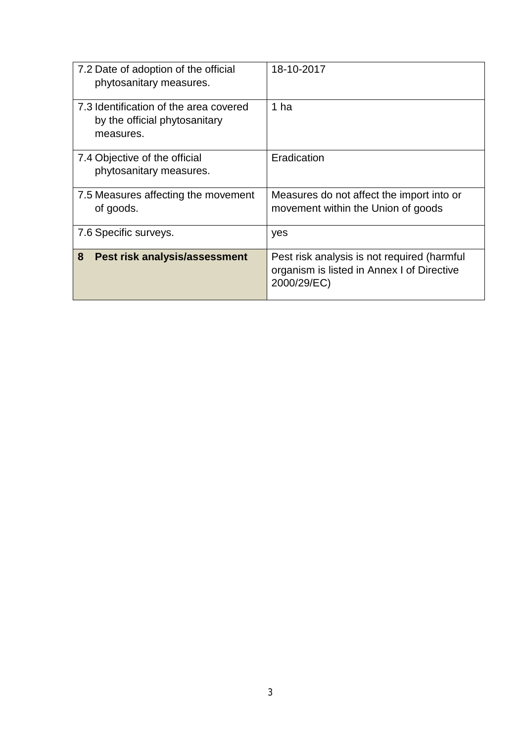| | |
|---|---|
| 7.2 Date of adoption of the official phytosanitary measures. | 18-10-2017 |
| 7.3 Identification of the area covered by the official phytosanitary measures. | 1 ha |
| 7.4 Objective of the official phytosanitary measures. | Eradication |
| 7.5 Measures affecting the movement of goods. | Measures do not affect the import into or movement within the Union of goods |
| 7.6 Specific surveys. | yes |
| **8 Pest risk analysis/assessment** | Pest risk analysis is not required (harmful organism is listed in Annex I of Directive 2000/29/EC) |